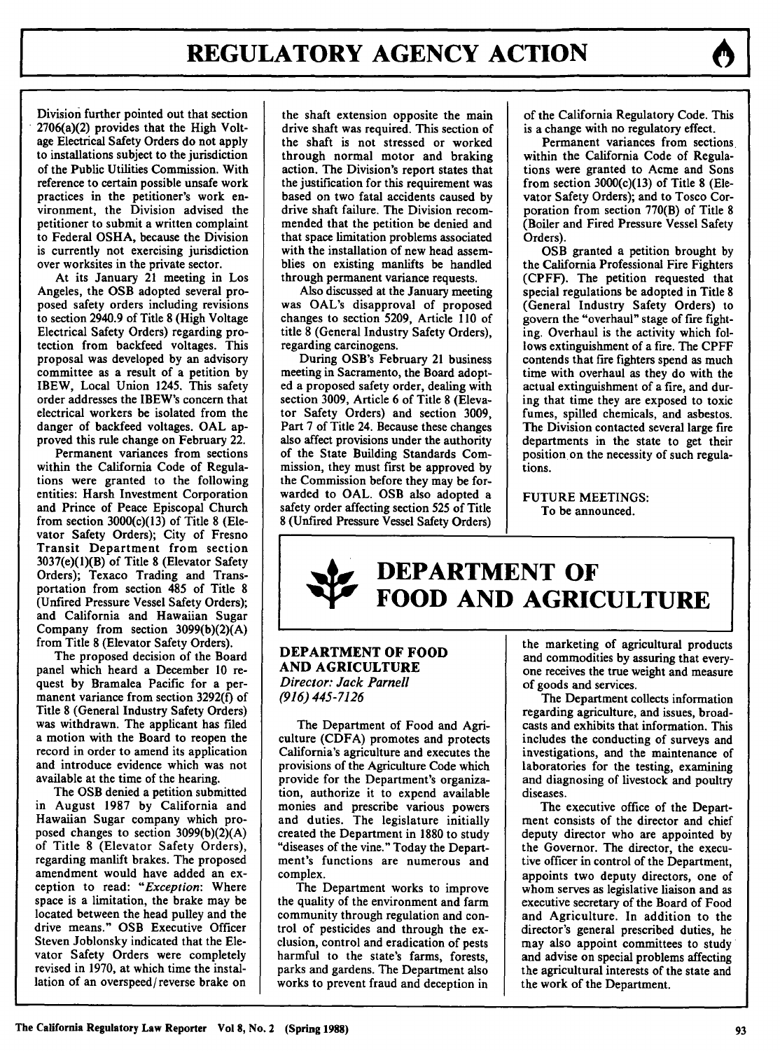Division further pointed out that section 2706(a)(2) provides that the High Voltage Electrical Safety Orders do not apply to installations subject to the jurisdiction of the Public Utilities Commission. With reference to certain possible unsafe work practices in the petitioner's work environment, the Division advised the petitioner to submit a written complaint to Federal OSHA, because the Division is currently not exercising jurisdiction over worksites in the private sector.

At its January 21 meeting in Los Angeles, the OSB adopted several proposed safety orders including revisions to section 2940.9 of Title 8 (High Voltage Electrical Safety Orders) regarding protection from backfeed voltages. This proposal was developed by an advisory committee as a result of a petition by IBEW, Local Union 1245. This safety order addresses the IBEW's concern that electrical workers be isolated from the danger of backfeed voltages. OAL approved this rule change on February 22.

Permanent variances from sections within the California Code of Regulations were granted to the following entities: Harsh Investment Corporation and Prince of Peace Episcopal Church from section 3000(c)(13) of Title 8 (Elevator Safety Orders); City of Fresno Transit Department from section 3037(e)(1)(B) of Title 8 (Elevator Safety Orders); Texaco Trading and Transportation from section 485 of Title 8 (Unfired Pressure Vessel Safety Orders); and California and Hawaiian Sugar Company from section 3099(b)(2)(A) from Title 8 (Elevator Safety Orders).

The proposed decision of the Board panel which heard a December 10 request by Bramalea Pacific for a permanent variance from section 3292(f) of Title 8 (General Industry Safety Orders) was withdrawn. The applicant has filed a motion with the Board to reopen the record in order to amend its application and introduce evidence which was not available at the time of the hearing.

The OSB denied a petition submitted in August 1987 by California and Hawaiian Sugar company which proposed changes to section 3099(b)(2)(A) of Title 8 (Elevator Safety Orders), regarding manlift brakes. The proposed amendment would have added an exception to read: "*Exception*: Where space is a limitation, the brake may be located between the head pulley and the drive means." OSB Executive Officer Steven Joblonsky indicated that the Elevator Safety Orders were completely revised in 1970, at which time the installation of an overspeed/reverse brake on the shaft extension opposite the main drive shaft was required. This section of the shaft is not stressed or worked through normal motor and braking action. The Division's report states that the justification for this requirement was based on two fatal accidents caused by drive shaft failure. The Division recommended that the petition be denied and that space limitation problems associated with the installation of new head assemblies on existing manlifts be handled through permanent variance requests.

Also discussed at the January meeting was OAL's disapproval of proposed changes to section 5209, Article 110 of title 8 (General Industry Safety Orders), regarding carcinogens.

During OSB's February 21 business meeting in Sacramento, the Board adopted a proposed safety order, dealing with section 3009, Article 6 of Title 8 (Elevator Safety Orders) and section 3009, Part 7 of Title 24. Because these changes also affect provisions under the authority of the State Building Standards Commission, they must first be approved by the Commission before they may be forwarded to OAL. OSB also adopted a safety order affecting section 525 of Title 8 (Unfired Pressure Vessel Safety Orders) of the California Regulatory Code. This is a change with no regulatory effect.

Permanent variances from sections within the California Code of Regulations were granted to Acme and Sons from section 3000(c)(13) of Title 8 (Elevator Safety Orders); and to Tosco Corporation from section 770(B) of Title 8 (Boiler and Fired Pressure Vessel Safety Orders).

OSB granted a petition brought by the California Professional Fire Fighters (CPFF). The petition requested that special regulations be adopted in Title 8 (General Industry Safety Orders) to govern the "overhaul" stage of fire fighting. Overhaul is the activity which follows extinguishment of a fire. The CPFF contends that fire fighters spend as much time with overhaul as they do with the actual extinguishment of a fire, and during that time they are exposed to toxic fumes, spilled chemicals, and asbestos. The Division contacted several large fire departments in the state to get their position on the necessity of such regulations.

FUTURE MEETINGS:
To be announced.

# DEPARTMENT OF FOOD AND AGRICULTURE

### DEPARTMENT OF FOOD AND AGRICULTURE
*Director: Jack Parnell*
*(916) 445-7126*

The Department of Food and Agriculture (CDFA) promotes and protects California's agriculture and executes the provisions of the Agriculture Code which provide for the Department's organization, authorize it to expend available monies and prescribe various powers and duties. The legislature initially created the Department in 1880 to study "diseases of the vine." Today the Department's functions are numerous and complex.

The Department works to improve the quality of the environment and farm community through regulation and control of pesticides and through the exclusion, control and eradication of pests harmful to the state's farms, forests, parks and gardens. The Department also works to prevent fraud and deception in the marketing of agricultural products and commodities by assuring that everyone receives the true weight and measure of goods and services.

The Department collects information regarding agriculture, and issues, broadcasts and exhibits that information. This includes the conducting of surveys and investigations, and the maintenance of laboratories for the testing, examining and diagnosing of livestock and poultry diseases.

The executive office of the Department consists of the director and chief deputy director who are appointed by the Governor. The director, the executive officer in control of the Department, appoints two deputy directors, one of whom serves as legislative liaison and as executive secretary of the Board of Food and Agriculture. In addition to the director's general prescribed duties, he may also appoint committees to study and advise on special problems affecting the agricultural interests of the state and the work of the Department.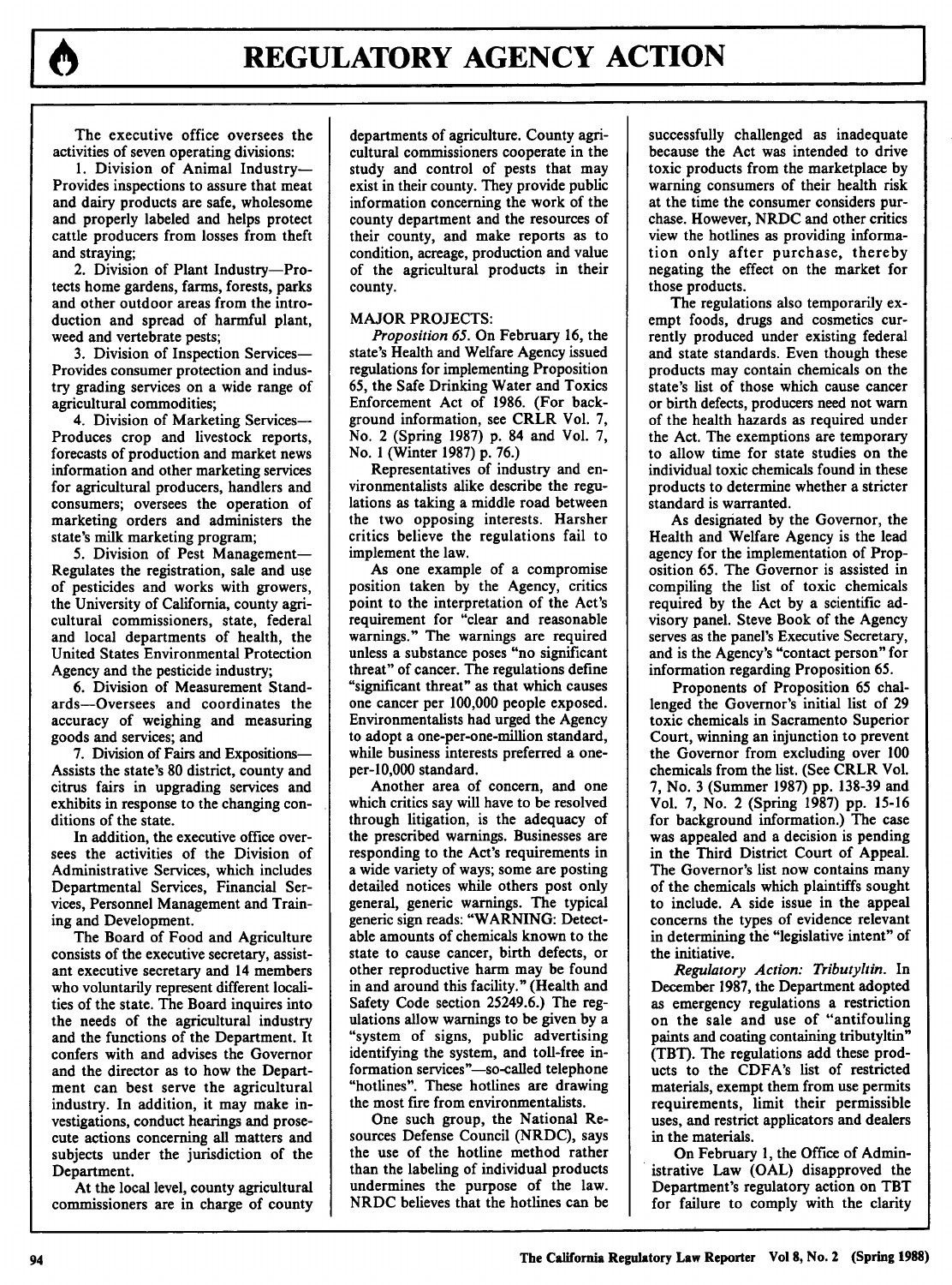The executive office oversees the activities of seven operating divisions:

1. Division of Animal Industry—Provides inspections to assure that meat and dairy products are safe, wholesome and properly labeled and helps protect cattle producers from losses from theft and straying;

2. Division of Plant Industry—Protects home gardens, farms, forests, parks and other outdoor areas from the introduction and spread of harmful plant, weed and vertebrate pests;

3. Division of Inspection Services—Provides consumer protection and industry grading services on a wide range of agricultural commodities;

4. Division of Marketing Services—Produces crop and livestock reports, forecasts of production and market news information and other marketing services for agricultural producers, handlers and consumers; oversees the operation of marketing orders and administers the state's milk marketing program;

5. Division of Pest Management—Regulates the registration, sale and use of pesticides and works with growers, the University of California, county agricultural commissioners, state, federal and local departments of health, the United States Environmental Protection Agency and the pesticide industry;

6. Division of Measurement Standards—Oversees and coordinates the accuracy of weighing and measuring goods and services; and

7. Division of Fairs and Expositions—Assists the state's 80 district, county and citrus fairs in upgrading services and exhibits in response to the changing conditions of the state.

In addition, the executive office oversees the activities of the Division of Administrative Services, which includes Departmental Services, Financial Services, Personnel Management and Training and Development.

The Board of Food and Agriculture consists of the executive secretary, assistant executive secretary and 14 members who voluntarily represent different localities of the state. The Board inquires into the needs of the agricultural industry and the functions of the Department. It confers with and advises the Governor and the director as to how the Department can best serve the agricultural industry. In addition, it may make investigations, conduct hearings and prosecute actions concerning all matters and subjects under the jurisdiction of the Department.

At the local level, county agricultural commissioners are in charge of county departments of agriculture. County agricultural commissioners cooperate in the study and control of pests that may exist in their county. They provide public information concerning the work of the county department and the resources of their county, and make reports as to condition, acreage, production and value of the agricultural products in their county.

## MAJOR PROJECTS:

*Proposition 65.* On February 16, the state's Health and Welfare Agency issued regulations for implementing Proposition 65, the Safe Drinking Water and Toxics Enforcement Act of 1986. (For background information, see CRLR Vol. 7, No. 2 (Spring 1987) p. 84 and Vol. 7, No. 1 (Winter 1987) p. 76.)

Representatives of industry and environmentalists alike describe the regulations as taking a middle road between the two opposing interests. Harsher critics believe the regulations fail to implement the law.

As one example of a compromise position taken by the Agency, critics point to the interpretation of the Act's requirement for "clear and reasonable warnings." The warnings are required unless a substance poses "no significant threat" of cancer. The regulations define "significant threat" as that which causes one cancer per 100,000 people exposed. Environmentalists had urged the Agency to adopt a one-per-one-million standard, while business interests preferred a one-per-10,000 standard.

Another area of concern, and one which critics say will have to be resolved through litigation, is the adequacy of the prescribed warnings. Businesses are responding to the Act's requirements in a wide variety of ways; some are posting detailed notices while others post only general, generic warnings. The typical generic sign reads: "WARNING: Detectable amounts of chemicals known to the state to cause cancer, birth defects, or other reproductive harm may be found in and around this facility." (Health and Safety Code section 25249.6.) The regulations allow warnings to be given by a "system of signs, public advertising identifying the system, and toll-free information services"—so-called telephone "hotlines". These hotlines are drawing the most fire from environmentalists.

One such group, the National Resources Defense Council (NRDC), says the use of the hotline method rather than the labeling of individual products undermines the purpose of the law. NRDC believes that the hotlines can be successfully challenged as inadequate because the Act was intended to drive toxic products from the marketplace by warning consumers of their health risk at the time the consumer considers purchase. However, NRDC and other critics view the hotlines as providing information only after purchase, thereby negating the effect on the market for those products.

The regulations also temporarily exempt foods, drugs and cosmetics currently produced under existing federal and state standards. Even though these products may contain chemicals on the state's list of those which cause cancer or birth defects, producers need not warn of the health hazards as required under the Act. The exemptions are temporary to allow time for state studies on the individual toxic chemicals found in these products to determine whether a stricter standard is warranted.

As designated by the Governor, the Health and Welfare Agency is the lead agency for the implementation of Proposition 65. The Governor is assisted in compiling the list of toxic chemicals required by the Act by a scientific advisory panel. Steve Book of the Agency serves as the panel's Executive Secretary, and is the Agency's "contact person" for information regarding Proposition 65.

Proponents of Proposition 65 challenged the Governor's initial list of 29 toxic chemicals in Sacramento Superior Court, winning an injunction to prevent the Governor from excluding over 100 chemicals from the list. (See CRLR Vol. 7, No. 3 (Summer 1987) pp. 138-39 and Vol. 7, No. 2 (Spring 1987) pp. 15-16 for background information.) The case was appealed and a decision is pending in the Third District Court of Appeal. The Governor's list now contains many of the chemicals which plaintiffs sought to include. A side issue in the appeal concerns the types of evidence relevant in determining the "legislative intent" of the initiative.

*Regulatory Action: Tributyltin.* In December 1987, the Department adopted as emergency regulations a restriction on the sale and use of "antifouling paints and coating containing tributyltin" (TBT). The regulations add these products to the CDFA's list of restricted materials, exempt them from use permits requirements, limit their permissible uses, and restrict applicators and dealers in the materials.

On February 1, the Office of Administrative Law (OAL) disapproved the Department's regulatory action on TBT for failure to comply with the clarity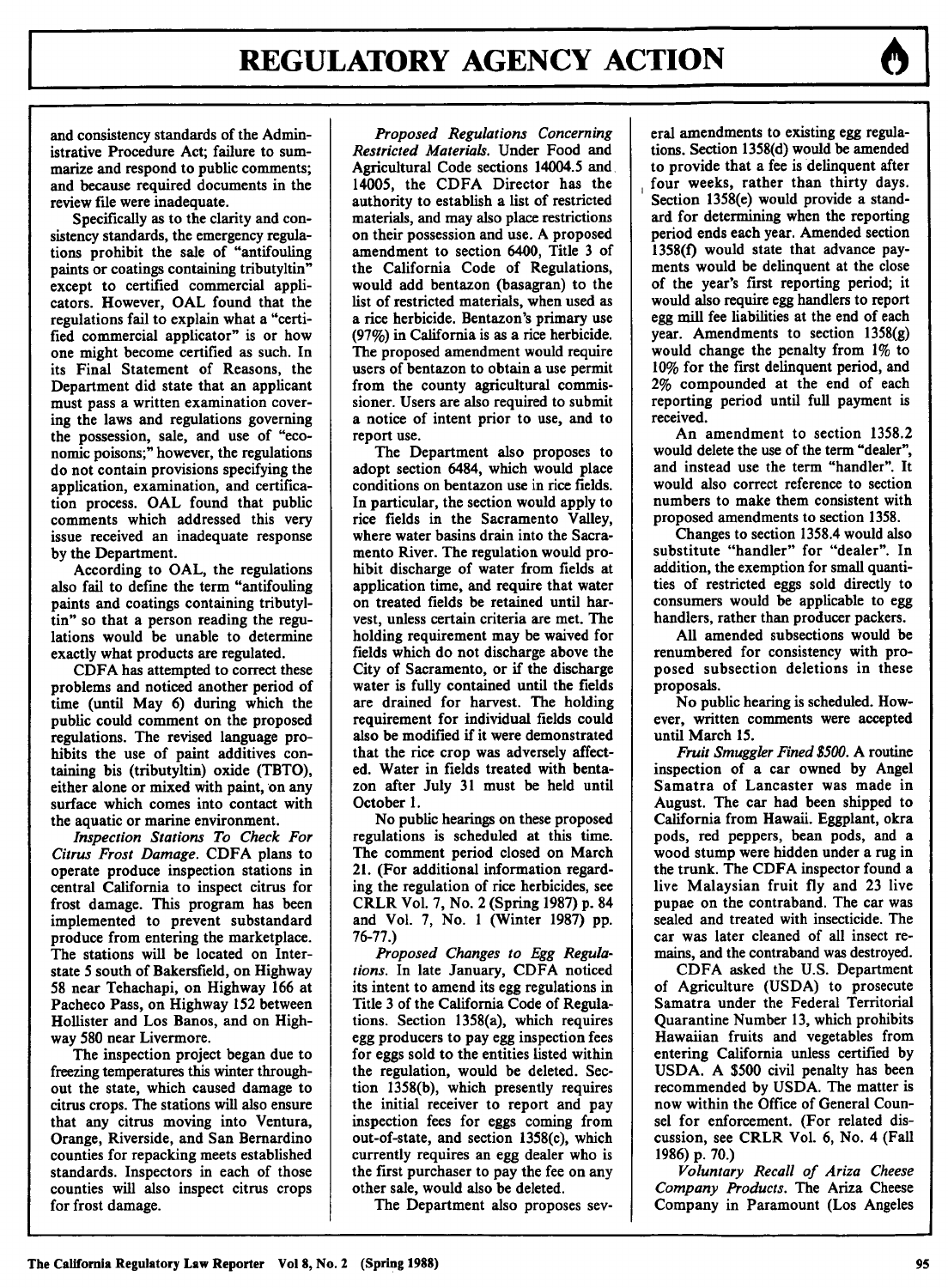and consistency standards of the Administrative Procedure Act; failure to summarize and respond to public comments; and because required documents in the review file were inadequate.

Specifically as to the clarity and consistency standards, the emergency regulations prohibit the sale of "antifouling paints or coatings containing tributyltin" except to certified commercial applicators. However, OAL found that the regulations fail to explain what a "certified commercial applicator" is or how one might become certified as such. In its Final Statement of Reasons, the Department did state that an applicant must pass a written examination covering the laws and regulations governing the possession, sale, and use of "economic poisons;" however, the regulations do not contain provisions specifying the application, examination, and certification process. OAL found that public comments which addressed this very issue received an inadequate response by the Department.

According to OAL, the regulations also fail to define the term "antifouling paints and coatings containing tributyltin" so that a person reading the regulations would be unable to determine exactly what products are regulated.

CDFA has attempted to correct these problems and noticed another period of time (until May 6) during which the public could comment on the proposed regulations. The revised language prohibits the use of paint additives containing bis (tributyltin) oxide (TBTO), either alone or mixed with paint, on any surface which comes into contact with the aquatic or marine environment.

*Inspection Stations To Check For Citrus Frost Damage.* CDFA plans to operate produce inspection stations in central California to inspect citrus for frost damage. This program has been implemented to prevent substandard produce from entering the marketplace. The stations will be located on Interstate 5 south of Bakersfield, on Highway 58 near Tehachapi, on Highway 166 at Pacheco Pass, on Highway 152 between Hollister and Los Banos, and on Highway 580 near Livermore.

The inspection project began due to freezing temperatures this winter throughout the state, which caused damage to citrus crops. The stations will also ensure that any citrus moving into Ventura, Orange, Riverside, and San Bernardino counties for repacking meets established standards. Inspectors in each of those counties will also inspect citrus crops for frost damage.

*Proposed Regulations Concerning Restricted Materials.* Under Food and Agricultural Code sections 14004.5 and 14005, the CDFA Director has the authority to establish a list of restricted materials, and may also place restrictions on their possession and use. A proposed amendment to section 6400, Title 3 of the California Code of Regulations, would add bentazon (basagran) to the list of restricted materials, when used as a rice herbicide. Bentazon's primary use (97%) in California is as a rice herbicide. The proposed amendment would require users of bentazon to obtain a use permit from the county agricultural commissioner. Users are also required to submit a notice of intent prior to use, and to report use.

The Department also proposes to adopt section 6484, which would place conditions on bentazon use in rice fields. In particular, the section would apply to rice fields in the Sacramento Valley, where water basins drain into the Sacramento River. The regulation would prohibit discharge of water from fields at application time, and require that water on treated fields be retained until harvest, unless certain criteria are met. The holding requirement may be waived for fields which do not discharge above the City of Sacramento, or if the discharge water is fully contained until the fields are drained for harvest. The holding requirement for individual fields could also be modified if it were demonstrated that the rice crop was adversely affected. Water in fields treated with bentazon after July 31 must be held until October 1.

No public hearings on these proposed regulations is scheduled at this time. The comment period closed on March 21. (For additional information regarding the regulation of rice herbicides, see CRLR Vol. 7, No. 2 (Spring 1987) p. 84 and Vol. 7, No. 1 (Winter 1987) pp. 76-77.)

*Proposed Changes to Egg Regulations.* In late January, CDFA noticed its intent to amend its egg regulations in Title 3 of the California Code of Regulations. Section 1358(a), which requires egg producers to pay egg inspection fees for eggs sold to the entities listed within the regulation, would be deleted. Section 1358(b), which presently requires the initial receiver to report and pay inspection fees for eggs coming from out-of-state, and section 1358(c), which currently requires an egg dealer who is the first purchaser to pay the fee on any other sale, would also be deleted.

The Department also proposes several amendments to existing egg regulations. Section 1358(d) would be amended to provide that a fee is delinquent after four weeks, rather than thirty days. Section 1358(e) would provide a standard for determining when the reporting period ends each year. Amended section 1358(f) would state that advance payments would be delinquent at the close of the year's first reporting period; it would also require egg handlers to report egg mill fee liabilities at the end of each year. Amendments to section 1358(g) would change the penalty from 1% to 10% for the first delinquent period, and 2% compounded at the end of each reporting period until full payment is received.

An amendment to section 1358.2 would delete the use of the term "dealer", and instead use the term "handler". It would also correct reference to section numbers to make them consistent with proposed amendments to section 1358.

Changes to section 1358.4 would also substitute "handler" for "dealer". In addition, the exemption for small quantities of restricted eggs sold directly to consumers would be applicable to egg handlers, rather than producer packers.

All amended subsections would be renumbered for consistency with proposed subsection deletions in these proposals.

No public hearing is scheduled. However, written comments were accepted until March 15.

*Fruit Smuggler Fined $500.* A routine inspection of a car owned by Angel Samatra of Lancaster was made in August. The car had been shipped to California from Hawaii. Eggplant, okra pods, red peppers, bean pods, and a wood stump were hidden under a rug in the trunk. The CDFA inspector found a live Malaysian fruit fly and 23 live pupae on the contraband. The car was sealed and treated with insecticide. The car was later cleaned of all insect remains, and the contraband was destroyed.

CDFA asked the U.S. Department of Agriculture (USDA) to prosecute Samatra under the Federal Territorial Quarantine Number 13, which prohibits Hawaiian fruits and vegetables from entering California unless certified by USDA. A $500 civil penalty has been recommended by USDA. The matter is now within the Office of General Counsel for enforcement. (For related discussion, see CRLR Vol. 6, No. 4 (Fall 1986) p. 70.)

*Voluntary Recall of Ariza Cheese Company Products.* The Ariza Cheese Company in Paramount (Los Angeles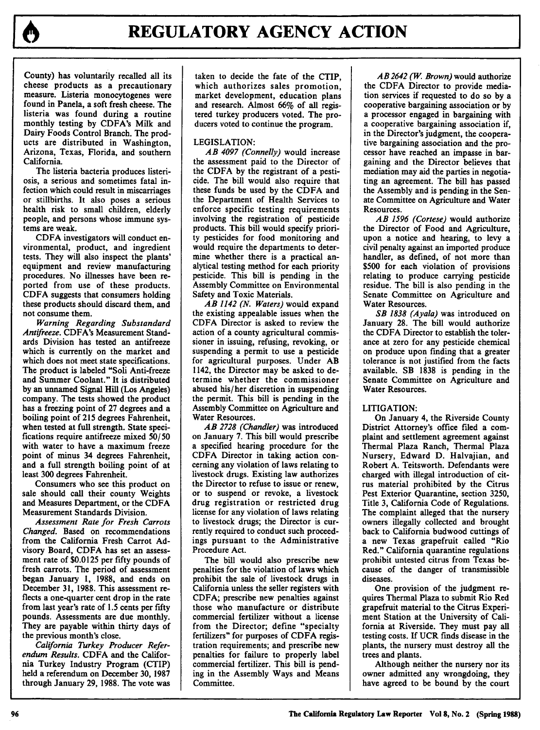County) has voluntarily recalled all its cheese products as a precautionary measure. Listeria monocytogenes were found in Panela, a soft fresh cheese. The listeria was found during a routine monthly testing by CDFA's Milk and Dairy Foods Control Branch. The products are distributed in Washington, Arizona, Texas, Florida, and southern California.

The listeria bacteria produces listeriosis, a serious and sometimes fatal infection which could result in miscarriages or stillbirths. It also poses a serious health risk to small children, elderly people, and persons whose immune systems are weak.

CDFA investigators will conduct environmental, product, and ingredient tests. They will also inspect the plants' equipment and review manufacturing procedures. No illnesses have been reported from use of these products. CDFA suggests that consumers holding these products should discard them, and not consume them.

*Warning Regarding Substandard Antifreeze.* CDFA's Measurement Standards Division has tested an antifreeze which is currently on the market and which does not meet state specifications. The product is labeled "Soli Anti-freeze and Summer Coolant." It is distributed by an unnamed Signal Hill (Los Angeles) company. The tests showed the product has a freezing point of 27 degrees and a boiling point of 215 degrees Fahrenheit, when tested at full strength. State specifications require antifreeze mixed 50/50 with water to have a maximum freeze point of minus 34 degrees Fahrenheit, and a full strength boiling point of at least 300 degrees Fahrenheit.

Consumers who see this product on sale should call their county Weights and Measures Department, or the CDFA Measurement Standards Division.

*Assessment Rate for Fresh Carrots Changed.* Based on recommendations from the California Fresh Carrot Advisory Board, CDFA has set an assessment rate of $0.0125 per fifty pounds of fresh carrots. The period of assessment began January 1, 1988, and ends on December 31, 1988. This assessment reflects a one-quarter cent drop in the rate from last year's rate of 1.5 cents per fifty pounds. Assessments are due monthly. They are payable within thirty days of the previous month's close.

*California Turkey Producer Referendum Results.* CDFA and the California Turkey Industry Program (CTIP) held a referendum on December 30, 1987 through January 29, 1988. The vote was taken to decide the fate of the CTIP, which authorizes sales promotion, market development, education plans and research. Almost 66% of all registered turkey producers voted. The producers voted to continue the program.

## LEGISLATION:

*AB 4097 (Connelly)* would increase the assessment paid to the Director of the CDFA by the registrant of a pesticide. The bill would also require that these funds be used by the CDFA and the Department of Health Services to enforce specific testing requirements involving the registration of pesticide products. This bill would specify priority pesticides for food monitoring and would require the departments to determine whether there is a practical analytical testing method for each priority pesticide. This bill is pending in the Assembly Committee on Environmental Safety and Toxic Materials.

*AB 1142 (N. Waters)* would expand the existing appealable issues when the CDFA Director is asked to review the action of a county agricultural commissioner in issuing, refusing, revoking, or suspending a permit to use a pesticide for agricultural purposes. Under AB 1142, the Director may be asked to determine whether the commissioner abused his/her discretion in suspending the permit. This bill is pending in the Assembly Committee on Agriculture and Water Resources.

*AB 2728 (Chandler)* was introduced on January 7. This bill would prescribe a specified hearing procedure for the CDFA Director in taking action concerning any violation of laws relating to livestock drugs. Existing law authorizes the Director to refuse to issue or renew, or to suspend or revoke, a livestock drug registration or restricted drug license for any violation of laws relating to livestock drugs; the Director is currently required to conduct such proceedings pursuant to the Administrative Procedure Act.

The bill would also prescribe new penalties for the violation of laws which prohibit the sale of livestock drugs in California unless the seller registers with CDFA; prescribe new penalties against those who manufacture or distribute commercial fertilizer without a license from the Director; define "specialty fertilizers" for purposes of CDFA registration requirements; and prescribe new penalties for failure to properly label commercial fertilizer. This bill is pending in the Assembly Ways and Means Committee.

*AB 2642 (W. Brown)* would authorize the CDFA Director to provide mediation services if requested to do so by a cooperative bargaining association or by a processor engaged in bargaining with a cooperative bargaining association if, in the Director's judgment, the cooperative bargaining association and the processor have reached an impasse in bargaining and the Director believes that mediation may aid the parties in negotiating an agreement. The bill has passed the Assembly and is pending in the Senate Committee on Agriculture and Water Resources.

*AB 1596 (Cortese)* would authorize the Director of Food and Agriculture, upon a notice and hearing, to levy a civil penalty against an imported produce handler, as defined, of not more than $500 for each violation of provisions relating to produce carrying pesticide residue. The bill is also pending in the Senate Committee on Agriculture and Water Resources.

*SB 1838 (Ayala)* was introduced on January 28. The bill would authorize the CDFA Director to establish the tolerance at zero for any pesticide chemical on produce upon finding that a greater tolerance is not justified from the facts available. SB 1838 is pending in the Senate Committee on Agriculture and Water Resources.

## LITIGATION:

On January 4, the Riverside County District Attorney's office filed a complaint and settlement agreement against Thermal Plaza Ranch, Thermal Plaza Nursery, Edward D. Halvajian, and Robert A. Teitsworth. Defendants were charged with illegal introduction of citrus material prohibited by the Citrus Pest Exterior Quarantine, section 3250, Title 3, California Code of Regulations. The complaint alleged that the nursery owners illegally collected and brought back to California budwood cuttings of a new Texas grapefruit called "Rio Red." California quarantine regulations prohibit untested citrus from Texas because of the danger of transmissible diseases.

One provision of the judgment requires Thermal Plaza to submit Rio Red grapefruit material to the Citrus Experiment Station at the University of California at Riverside. They must pay all testing costs. If UCR finds disease in the plants, the nursery must destroy all the trees and plants.

Although neither the nursery nor its owner admitted any wrongdoing, they have agreed to be bound by the court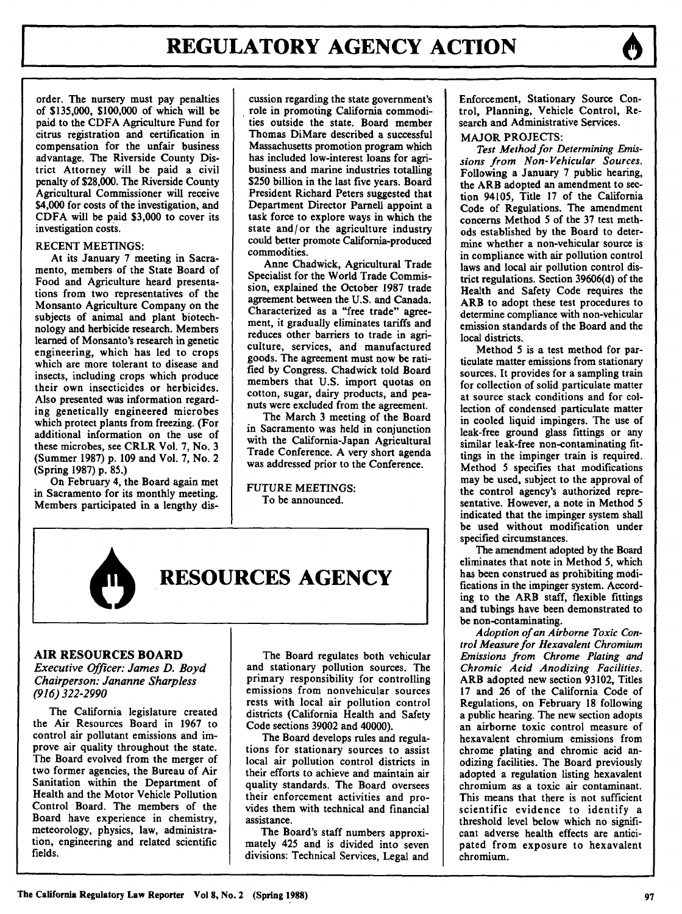order. The nursery must pay penalties of $135,000, $100,000 of which will be paid to the CDFA Agriculture Fund for citrus registration and certification in compensation for the unfair business advantage. The Riverside County District Attorney will be paid a civil penalty of $28,000. The Riverside County Agricultural Commissioner will receive $4,000 for costs of the investigation, and CDFA will be paid $3,000 to cover its investigation costs.

RECENT MEETINGS:

At its January 7 meeting in Sacramento, members of the State Board of Food and Agriculture heard presentations from two representatives of the Monsanto Agriculture Company on the subjects of animal and plant biotechnology and herbicide research. Members learned of Monsanto's research in genetic engineering, which has led to crops which are more tolerant to disease and insects, including crops which produce their own insecticides or herbicides. Also presented was information regarding genetically engineered microbes which protect plants from freezing. (For additional information on the use of these microbes, see CRLR Vol. 7, No. 3 (Summer 1987) p. 109 and Vol. 7, No. 2 (Spring 1987) p. 85.)

On February 4, the Board again met in Sacramento for its monthly meeting. Members participated in a lengthy discussion regarding the state government's role in promoting California commodities outside the state. Board member Thomas DiMare described a successful Massachusetts promotion program which has included low-interest loans for agribusiness and marine industries totalling $250 billion in the last five years. Board President Richard Peters suggested that Department Director Parnell appoint a task force to explore ways in which the state and/or the agriculture industry could better promote California-produced commodities.

Anne Chadwick, Agricultural Trade Specialist for the World Trade Commission, explained the October 1987 trade agreement between the U.S. and Canada. Characterized as a "free trade" agreement, it gradually eliminates tariffs and reduces other barriers to trade in agriculture, services, and manufactured goods. The agreement must now be ratified by Congress. Chadwick told Board members that U.S. import quotas on cotton, sugar, dairy products, and peanuts were excluded from the agreement.

The March 3 meeting of the Board in Sacramento was held in conjunction with the California-Japan Agricultural Trade Conference. A very short agenda was addressed prior to the Conference.

FUTURE MEETINGS:

To be announced.

# RESOURCES AGENCY

## AIR RESOURCES BOARD

*Executive Officer: James D. Boyd*
*Chairperson: Jananne Sharpless*
*(916) 322-2990*

The California legislature created the Air Resources Board in 1967 to control air pollutant emissions and improve air quality throughout the state. The Board evolved from the merger of two former agencies, the Bureau of Air Sanitation within the Department of Health and the Motor Vehicle Pollution Control Board. The members of the Board have experience in chemistry, meteorology, physics, law, administration, engineering and related scientific fields.

The Board regulates both vehicular and stationary pollution sources. The primary responsibility for controlling emissions from nonvehicular sources rests with local air pollution control districts (California Health and Safety Code sections 39002 and 40000).

The Board develops rules and regulations for stationary sources to assist local air pollution control districts in their efforts to achieve and maintain air quality standards. The Board oversees their enforcement activities and provides them with technical and financial assistance.

The Board's staff numbers approximately 425 and is divided into seven divisions: Technical Services, Legal and Enforcement, Stationary Source Control, Planning, Vehicle Control, Research and Administrative Services.

MAJOR PROJECTS:

*Test Method for Determining Emissions from Non-Vehicular Sources.* Following a January 7 public hearing, the ARB adopted an amendment to section 94105, Title 17 of the California Code of Regulations. The amendment concerns Method 5 of the 37 test methods established by the Board to determine whether a non-vehicular source is in compliance with air pollution control laws and local air pollution control district regulations. Section 39606(d) of the Health and Safety Code requires the ARB to adopt these test procedures to determine compliance with non-vehicular emission standards of the Board and the local districts.

Method 5 is a test method for particulate matter emissions from stationary sources. It provides for a sampling train for collection of solid particulate matter at source stack conditions and for collection of condensed particulate matter in cooled liquid impingers. The use of leak-free ground glass fittings or any similar leak-free non-contaminating fittings in the impinger train is required. Method 5 specifies that modifications may be used, subject to the approval of the control agency's authorized representative. However, a note in Method 5 indicated that the impinger system shall be used without modification under specified circumstances.

The amendment adopted by the Board eliminates that note in Method 5, which has been construed as prohibiting modifications in the impinger system. According to the ARB staff, flexible fittings and tubings have been demonstrated to be non-contaminating.

*Adoption of an Airborne Toxic Control Measure for Hexavalent Chromium Emissions from Chrome Plating and Chromic Acid Anodizing Facilities.* ARB adopted new section 93102, Titles 17 and 26 of the California Code of Regulations, on February 18 following a public hearing. The new section adopts an airborne toxic control measure of hexavalent chromium emissions from chrome plating and chromic acid anodizing facilities. The Board previously adopted a regulation listing hexavalent chromium as a toxic air contaminant. This means that there is not sufficient scientific evidence to identify a threshold level below which no significant adverse health effects are anticipated from exposure to hexavalent chromium.